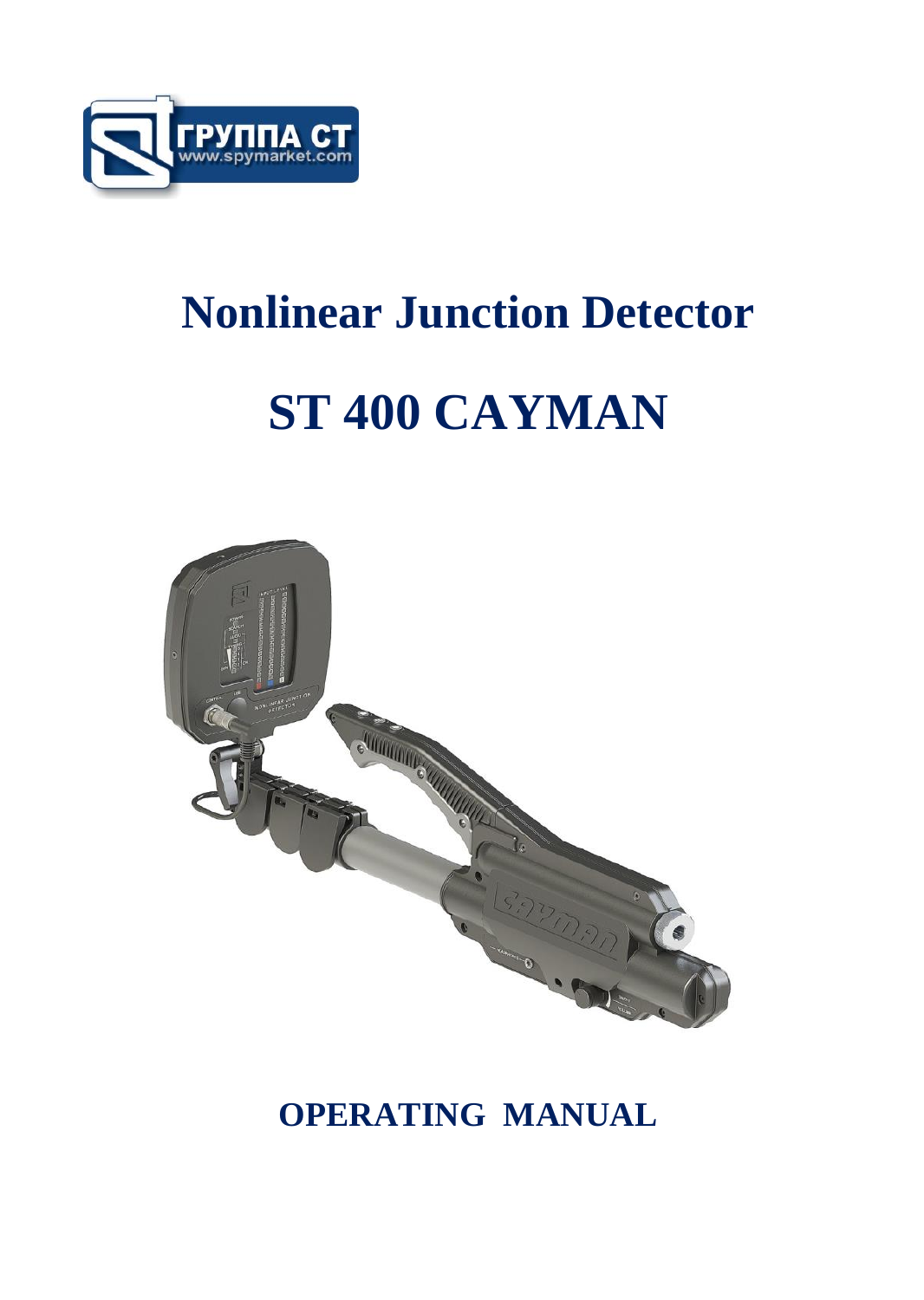ГРУППА СТ
www.spymarket.com

# Nonlinear Junction Detector

# ST 400 CAYMAN

## OPERATING MANUAL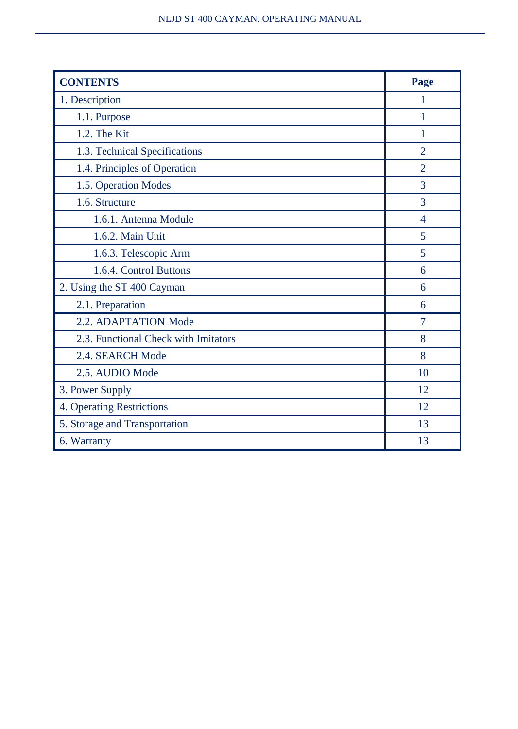| CONTENTS | Page |
|---|---|
| 1. Description | 1 |
| 1.1. Purpose | 1 |
| 1.2. The Kit | 1 |
| 1.3. Technical Specifications | 2 |
| 1.4. Principles of Operation | 2 |
| 1.5. Operation Modes | 3 |
| 1.6. Structure | 3 |
| 1.6.1. Antenna Module | 4 |
| 1.6.2. Main Unit | 5 |
| 1.6.3. Telescopic Arm | 5 |
| 1.6.4. Control Buttons | 6 |
| 2. Using the ST 400 Cayman | 6 |
| 2.1. Preparation | 6 |
| 2.2. ADAPTATION Mode | 7 |
| 2.3. Functional Check with Imitators | 8 |
| 2.4. SEARCH Mode | 8 |
| 2.5. AUDIO Mode | 10 |
| 3. Power Supply | 12 |
| 4. Operating Restrictions | 12 |
| 5. Storage and Transportation | 13 |
| 6. Warranty | 13 |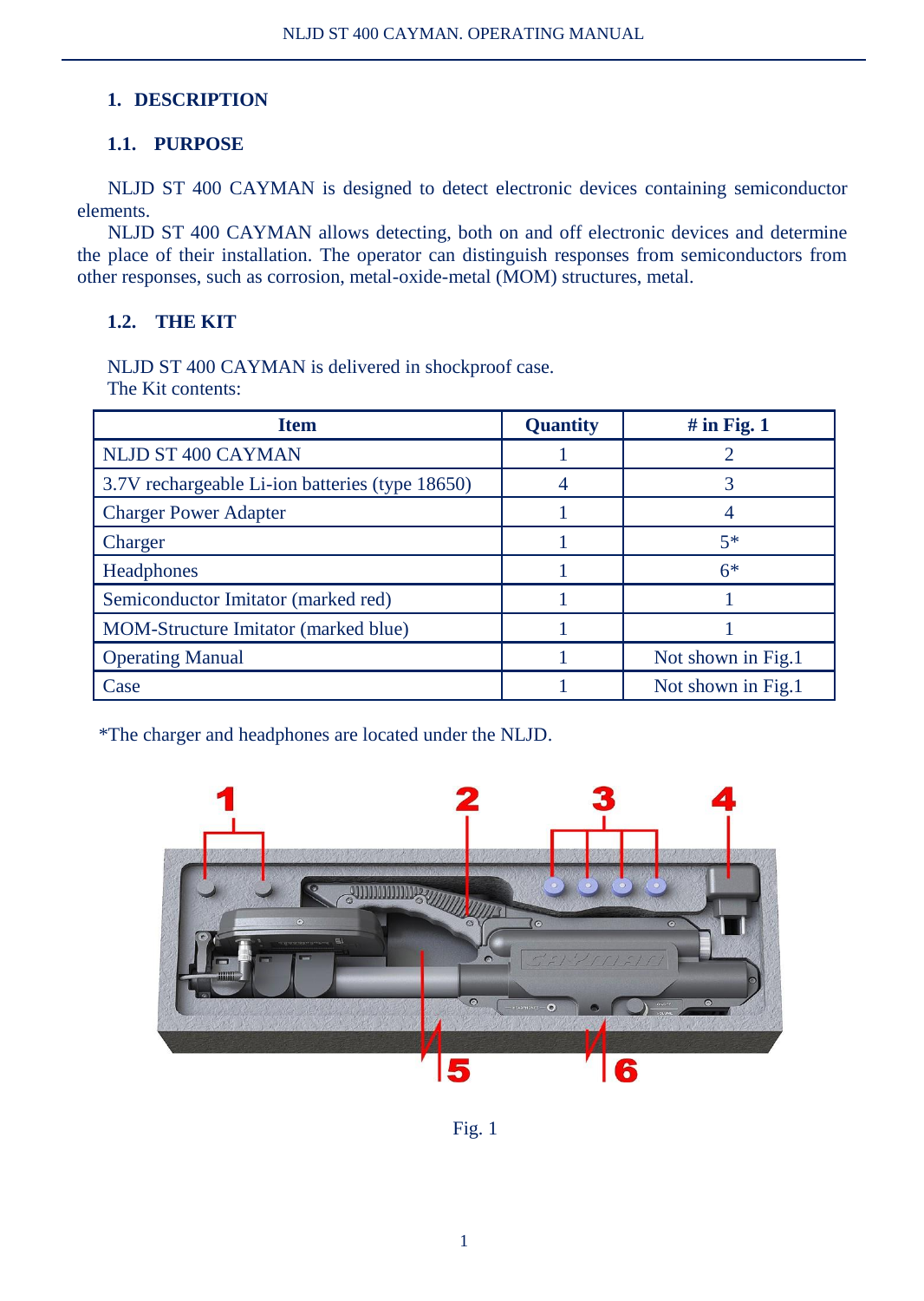# 1. DESCRIPTION

## 1.1. PURPOSE

NLJD ST 400 CAYMAN is designed to detect electronic devices containing semiconductor elements.

NLJD ST 400 CAYMAN allows detecting, both on and off electronic devices and determine the place of their installation. The operator can distinguish responses from semiconductors from other responses, such as corrosion, metal-oxide-metal (MOM) structures, metal.

## 1.2. THE KIT

NLJD ST 400 CAYMAN is delivered in shockproof case.
The Kit contents:

| Item | Quantity | # in Fig. 1 |
|---|---|---|
| NLJD ST 400 CAYMAN | 1 | 2 |
| 3.7V rechargeable Li-ion batteries (type 18650) | 4 | 3 |
| Charger Power Adapter | 1 | 4 |
| Charger | 1 | 5* |
| Headphones | 1 | 6* |
| Semiconductor Imitator (marked red) | 1 | 1 |
| MOM-Structure Imitator (marked blue) | 1 | 1 |
| Operating Manual | 1 | Not shown in Fig.1 |
| Case | 1 | Not shown in Fig.1 |

*The charger and headphones are located under the NLJD.

Fig. 1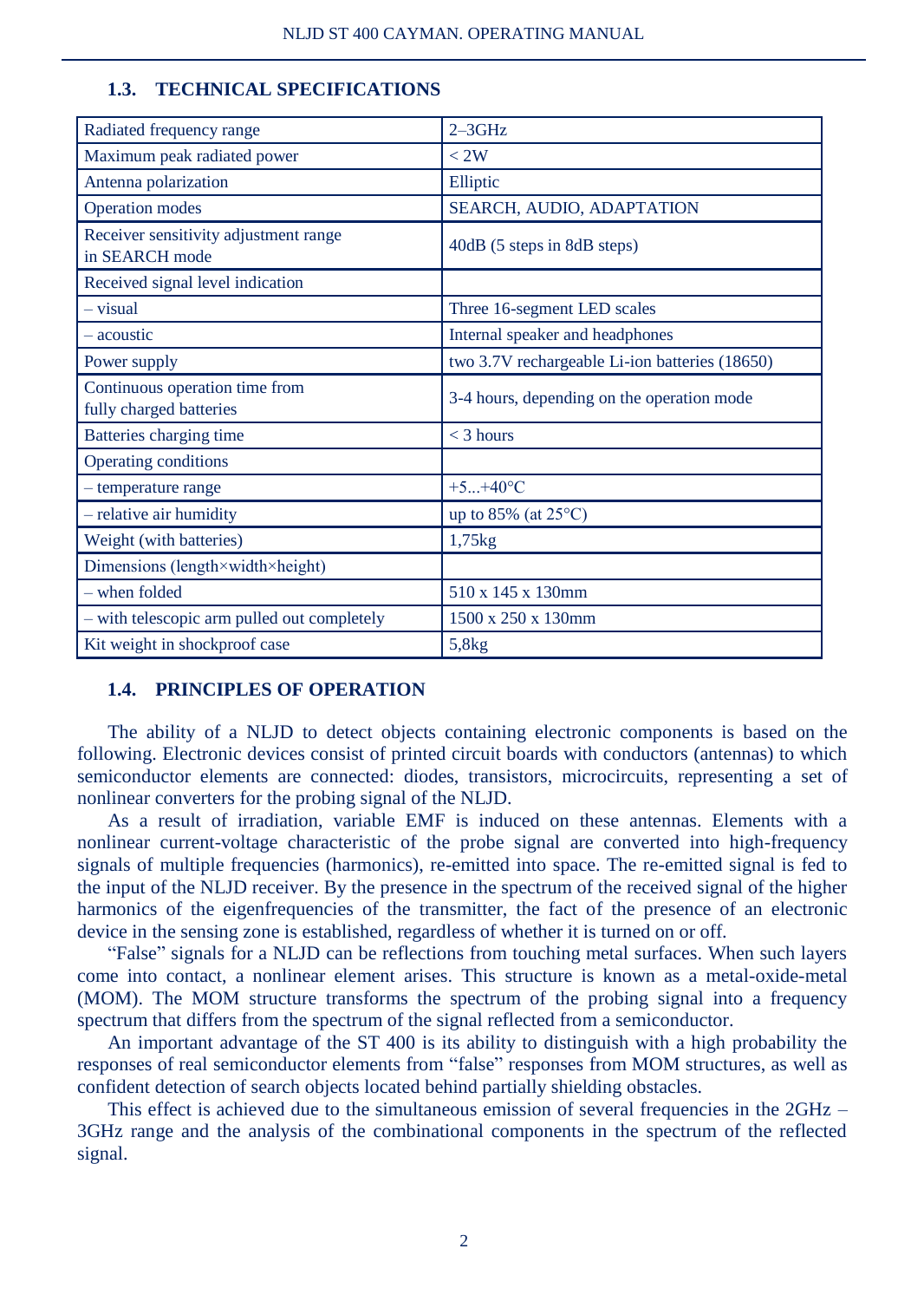### 1.3. TECHNICAL SPECIFICATIONS

| Radiated frequency range | 2–3GHz |
|---|---|
| Maximum peak radiated power | < 2W |
| Antenna polarization | Elliptic |
| Operation modes | SEARCH, AUDIO, ADAPTATION |
| Receiver sensitivity adjustment range in SEARCH mode | 40dB (5 steps in 8dB steps) |
| Received signal level indication | |
| – visual | Three 16-segment LED scales |
| – acoustic | Internal speaker and headphones |
| Power supply | two 3.7V rechargeable Li-ion batteries (18650) |
| Continuous operation time from fully charged batteries | 3-4 hours, depending on the operation mode |
| Batteries charging time | < 3 hours |
| Operating conditions | |
| – temperature range | +5...+40°C |
| – relative air humidity | up to 85% (at 25°C) |
| Weight (with batteries) | 1,75kg |
| Dimensions (length×width×height) | |
| – when folded | 510 x 145 x 130mm |
| – with telescopic arm pulled out completely | 1500 x 250 x 130mm |
| Kit weight in shockproof case | 5,8kg |

### 1.4. PRINCIPLES OF OPERATION

The ability of a NLJD to detect objects containing electronic components is based on the following. Electronic devices consist of printed circuit boards with conductors (antennas) to which semiconductor elements are connected: diodes, transistors, microcircuits, representing a set of nonlinear converters for the probing signal of the NLJD.

As a result of irradiation, variable EMF is induced on these antennas. Elements with a nonlinear current-voltage characteristic of the probe signal are converted into high-frequency signals of multiple frequencies (harmonics), re-emitted into space. The re-emitted signal is fed to the input of the NLJD receiver. By the presence in the spectrum of the received signal of the higher harmonics of the eigenfrequencies of the transmitter, the fact of the presence of an electronic device in the sensing zone is established, regardless of whether it is turned on or off.

"False" signals for a NLJD can be reflections from touching metal surfaces. When such layers come into contact, a nonlinear element arises. This structure is known as a metal-oxide-metal (MOM). The MOM structure transforms the spectrum of the probing signal into a frequency spectrum that differs from the spectrum of the signal reflected from a semiconductor.

An important advantage of the ST 400 is its ability to distinguish with a high probability the responses of real semiconductor elements from "false" responses from MOM structures, as well as confident detection of search objects located behind partially shielding obstacles.

This effect is achieved due to the simultaneous emission of several frequencies in the 2GHz – 3GHz range and the analysis of the combinational components in the spectrum of the reflected signal.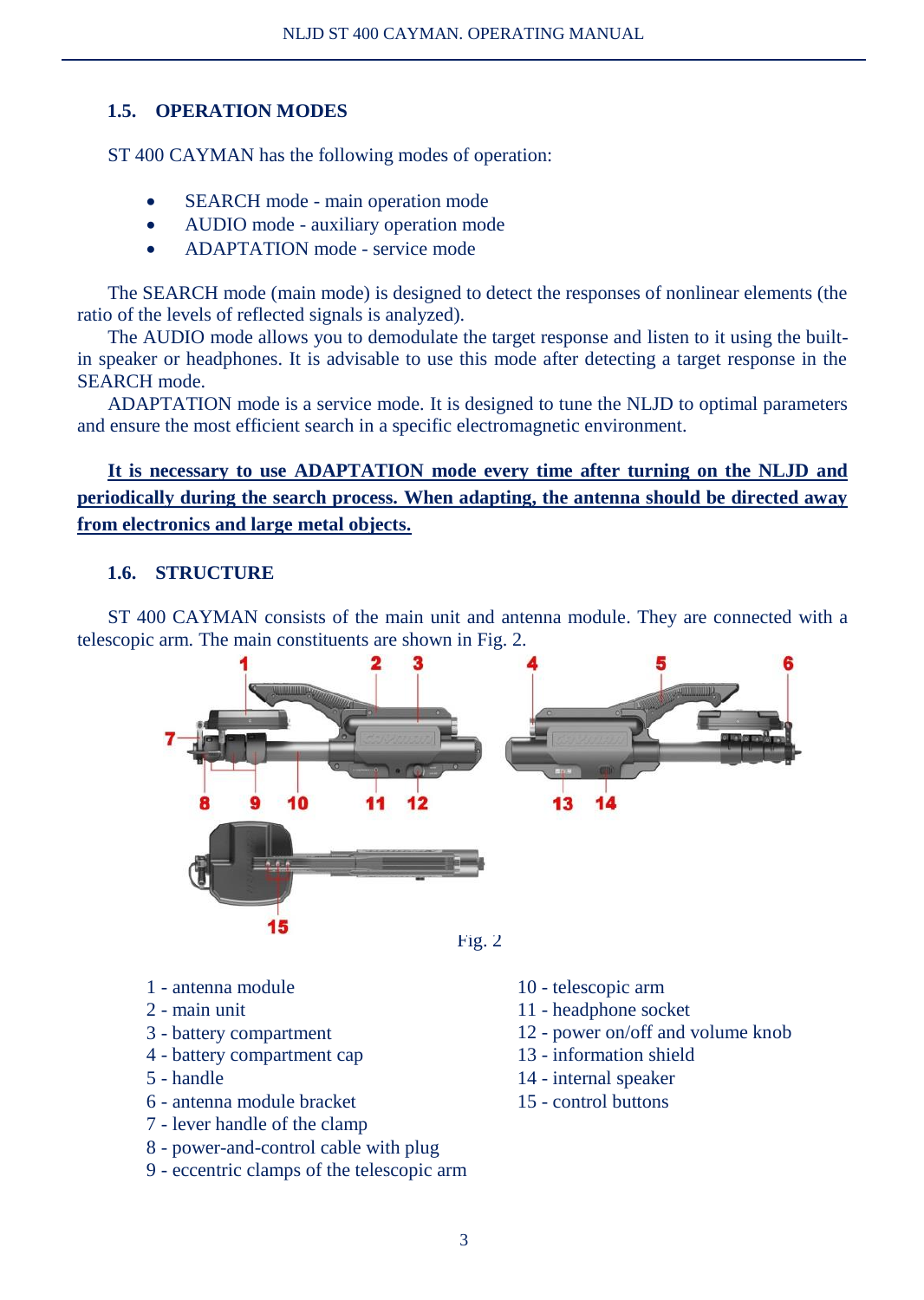## 1.5. OPERATION MODES

ST 400 CAYMAN has the following modes of operation:

- SEARCH mode - main operation mode
- AUDIO mode - auxiliary operation mode
- ADAPTATION mode - service mode

The SEARCH mode (main mode) is designed to detect the responses of nonlinear elements (the ratio of the levels of reflected signals is analyzed).

The AUDIO mode allows you to demodulate the target response and listen to it using the built-in speaker or headphones. It is advisable to use this mode after detecting a target response in the SEARCH mode.

ADAPTATION mode is a service mode. It is designed to tune the NLJD to optimal parameters and ensure the most efficient search in a specific electromagnetic environment.

**It is necessary to use ADAPTATION mode every time after turning on the NLJD and periodically during the search process. When adapting, the antenna should be directed away from electronics and large metal objects.**

## 1.6. STRUCTURE

ST 400 CAYMAN consists of the main unit and antenna module. They are connected with a telescopic arm. The main constituents are shown in Fig. 2.

Fig. 2

1 - antenna module
2 - main unit
3 - battery compartment
4 - battery compartment cap
5 - handle
6 - antenna module bracket
7 - lever handle of the clamp
8 - power-and-control cable with plug
9 - eccentric clamps of the telescopic arm
10 - telescopic arm
11 - headphone socket
12 - power on/off and volume knob
13 - information shield
14 - internal speaker
15 - control buttons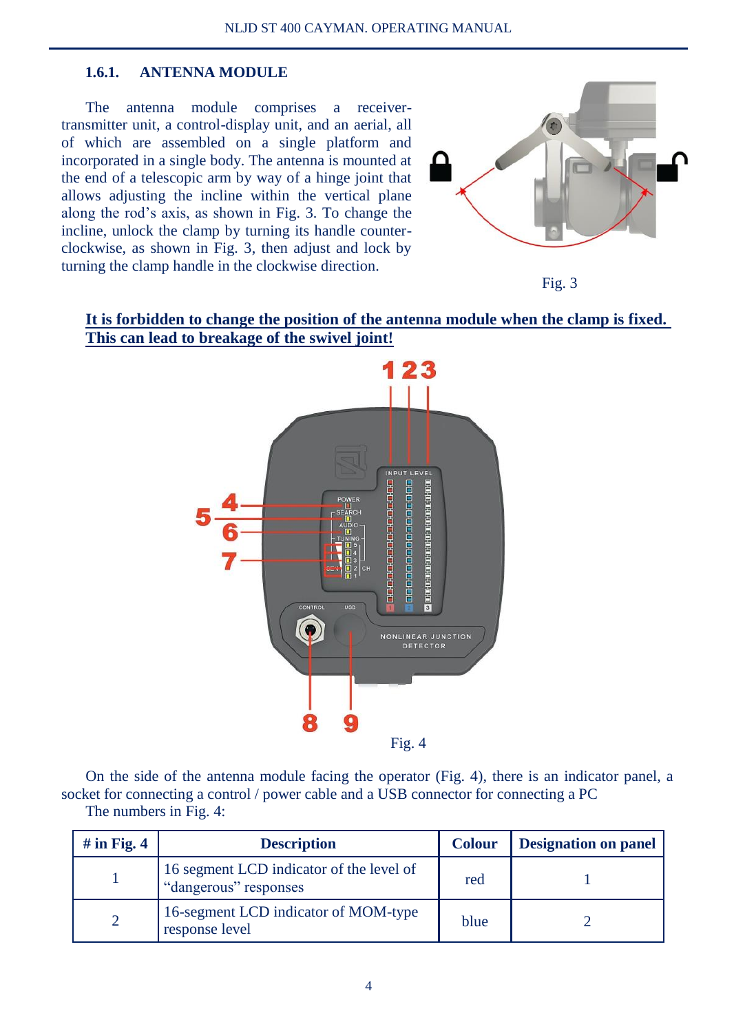### 1.6.1. ANTENNA MODULE

The antenna module comprises a receiver-transmitter unit, a control-display unit, and an aerial, all of which are assembled on a single platform and incorporated in a single body. The antenna is mounted at the end of a telescopic arm by way of a hinge joint that allows adjusting the incline within the vertical plane along the rod's axis, as shown in Fig. 3. To change the incline, unlock the clamp by turning its handle counter-clockwise, as shown in Fig. 3, then adjust and lock by turning the clamp handle in the clockwise direction.

Fig. 3

**It is forbidden to change the position of the antenna module when the clamp is fixed. This can lead to breakage of the swivel joint!**

Fig. 4

On the side of the antenna module facing the operator (Fig. 4), there is an indicator panel, a socket for connecting a control / power cable and a USB connector for connecting a PC

The numbers in Fig. 4:

| # in Fig. 4 | Description | Colour | Designation on panel |
|---|---|---|---|
| 1 | 16 segment LCD indicator of the level of "dangerous" responses | red | 1 |
| 2 | 16-segment LCD indicator of MOM-type response level | blue | 2 |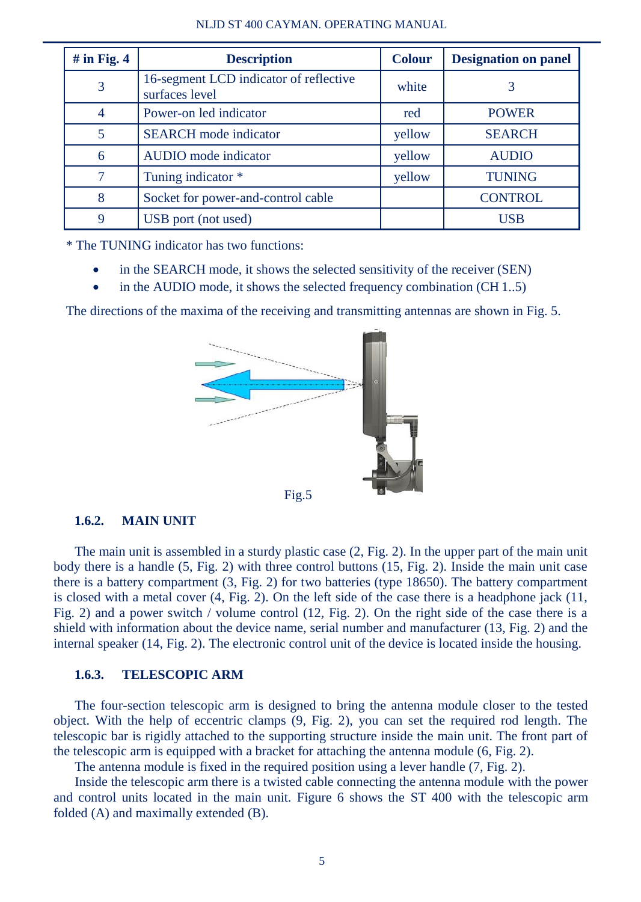| # in Fig. 4 | Description | Colour | Designation on panel |
|---|---|---|---|
| 3 | 16-segment LCD indicator of reflective surfaces level | white | 3 |
| 4 | Power-on led indicator | red | POWER |
| 5 | SEARCH mode indicator | yellow | SEARCH |
| 6 | AUDIO mode indicator | yellow | AUDIO |
| 7 | Tuning indicator * | yellow | TUNING |
| 8 | Socket for power-and-control cable | | CONTROL |
| 9 | USB port (not used) | | USB |

* The TUNING indicator has two functions:

- in the SEARCH mode, it shows the selected sensitivity of the receiver (SEN)
- in the AUDIO mode, it shows the selected frequency combination (CH 1..5)

The directions of the maxima of the receiving and transmitting antennas are shown in Fig. 5.

Fig.5

### 1.6.2. MAIN UNIT

The main unit is assembled in a sturdy plastic case (2, Fig. 2). In the upper part of the main unit body there is a handle (5, Fig. 2) with three control buttons (15, Fig. 2). Inside the main unit case there is a battery compartment (3, Fig. 2) for two batteries (type 18650). The battery compartment is closed with a metal cover (4, Fig. 2). On the left side of the case there is a headphone jack (11, Fig. 2) and a power switch / volume control (12, Fig. 2). On the right side of the case there is a shield with information about the device name, serial number and manufacturer (13, Fig. 2) and the internal speaker (14, Fig. 2). The electronic control unit of the device is located inside the housing.

### 1.6.3. TELESCOPIC ARM

The four-section telescopic arm is designed to bring the antenna module closer to the tested object. With the help of eccentric clamps (9, Fig. 2), you can set the required rod length. The telescopic bar is rigidly attached to the supporting structure inside the main unit. The front part of the telescopic arm is equipped with a bracket for attaching the antenna module (6, Fig. 2).

The antenna module is fixed in the required position using a lever handle (7, Fig. 2).

Inside the telescopic arm there is a twisted cable connecting the antenna module with the power and control units located in the main unit. Figure 6 shows the ST 400 with the telescopic arm folded (A) and maximally extended (B).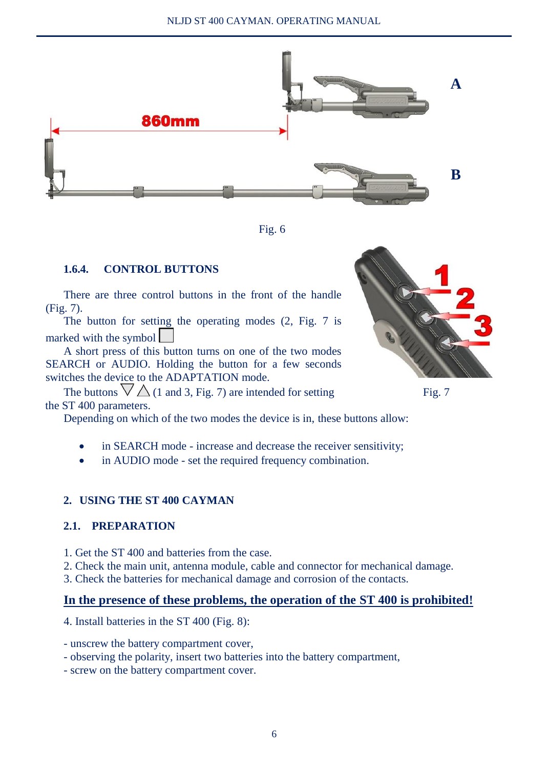Fig. 6

### 1.6.4. CONTROL BUTTONS

There are three control buttons in the front of the handle (Fig. 7).

The button for setting the operating modes (2, Fig. 7 is marked with the symbol □

A short press of this button turns on one of the two modes SEARCH or AUDIO. Holding the button for a few seconds switches the device to the ADAPTATION mode.

The buttons ▽ △ (1 and 3, Fig. 7) are intended for setting the ST 400 parameters.

Fig. 7

Depending on which of the two modes the device is in, these buttons allow:

- in SEARCH mode - increase and decrease the receiver sensitivity;
- in AUDIO mode - set the required frequency combination.

## 2. USING THE ST 400 CAYMAN

### 2.1. PREPARATION

1. Get the ST 400 and batteries from the case.
2. Check the main unit, antenna module, cable and connector for mechanical damage.
3. Check the batteries for mechanical damage and corrosion of the contacts.

**In the presence of these problems, the operation of the ST 400 is prohibited!**

4. Install batteries in the ST 400 (Fig. 8):

- unscrew the battery compartment cover,
- observing the polarity, insert two batteries into the battery compartment,
- screw on the battery compartment cover.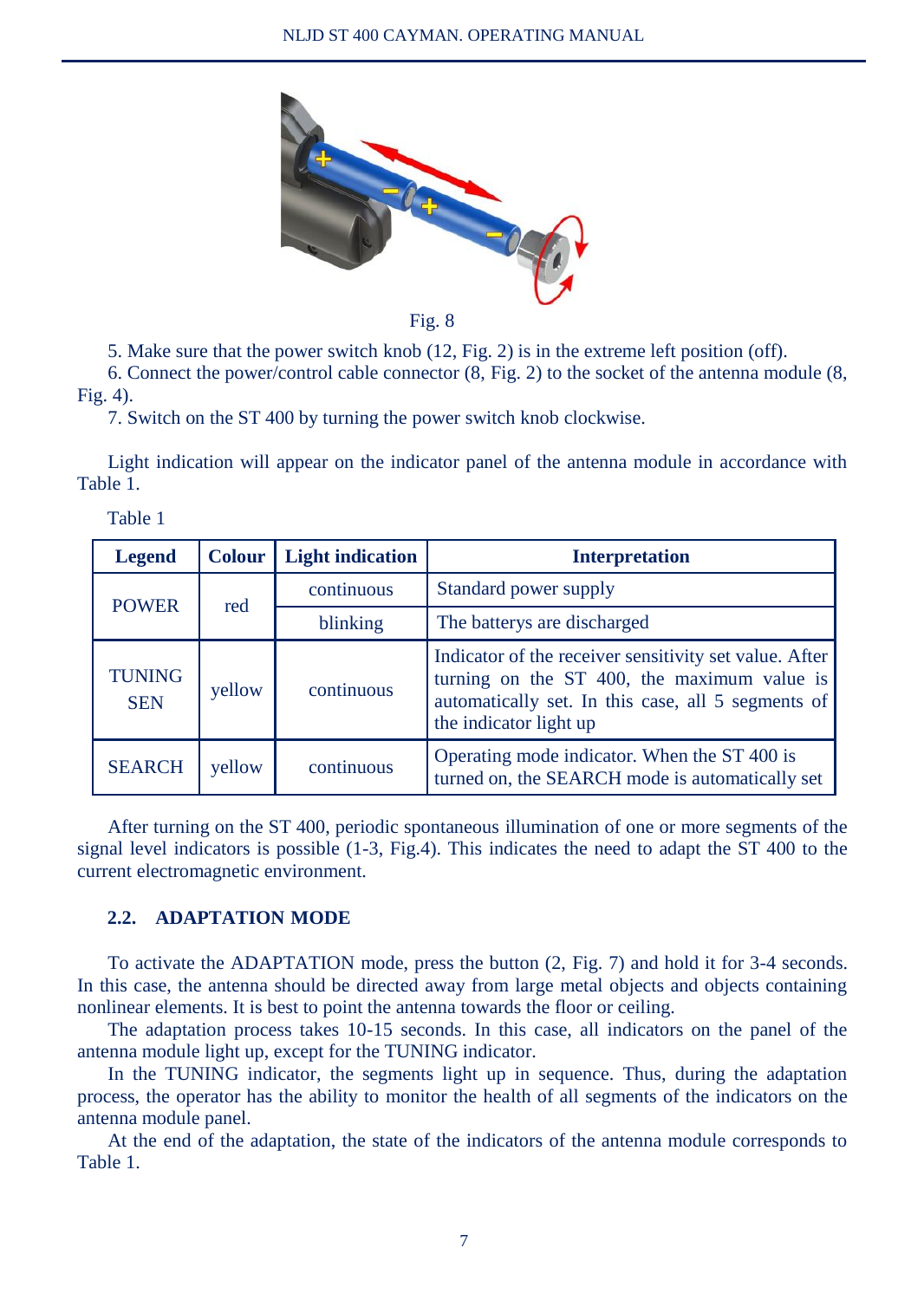Fig. 8

5. Make sure that the power switch knob (12, Fig. 2) is in the extreme left position (off).

6. Connect the power/control cable connector (8, Fig. 2) to the socket of the antenna module (8, Fig. 4).

7. Switch on the ST 400 by turning the power switch knob clockwise.

Light indication will appear on the indicator panel of the antenna module in accordance with Table 1.

Table 1

| Legend | Colour | Light indication | Interpretation |
|---|---|---|---|
| POWER | red | continuous | Standard power supply |
| | | blinking | The batterys are discharged |
| TUNING SEN | yellow | continuous | Indicator of the receiver sensitivity set value. After turning on the ST 400, the maximum value is automatically set. In this case, all 5 segments of the indicator light up |
| SEARCH | yellow | continuous | Operating mode indicator. When the ST 400 is turned on, the SEARCH mode is automatically set |

After turning on the ST 400, periodic spontaneous illumination of one or more segments of the signal level indicators is possible (1-3, Fig.4). This indicates the need to adapt the ST 400 to the current electromagnetic environment.

## 2.2. ADAPTATION MODE

To activate the ADAPTATION mode, press the button (2, Fig. 7) and hold it for 3-4 seconds. In this case, the antenna should be directed away from large metal objects and objects containing nonlinear elements. It is best to point the antenna towards the floor or ceiling.

The adaptation process takes 10-15 seconds. In this case, all indicators on the panel of the antenna module light up, except for the TUNING indicator.

In the TUNING indicator, the segments light up in sequence. Thus, during the adaptation process, the operator has the ability to monitor the health of all segments of the indicators on the antenna module panel.

At the end of the adaptation, the state of the indicators of the antenna module corresponds to Table 1.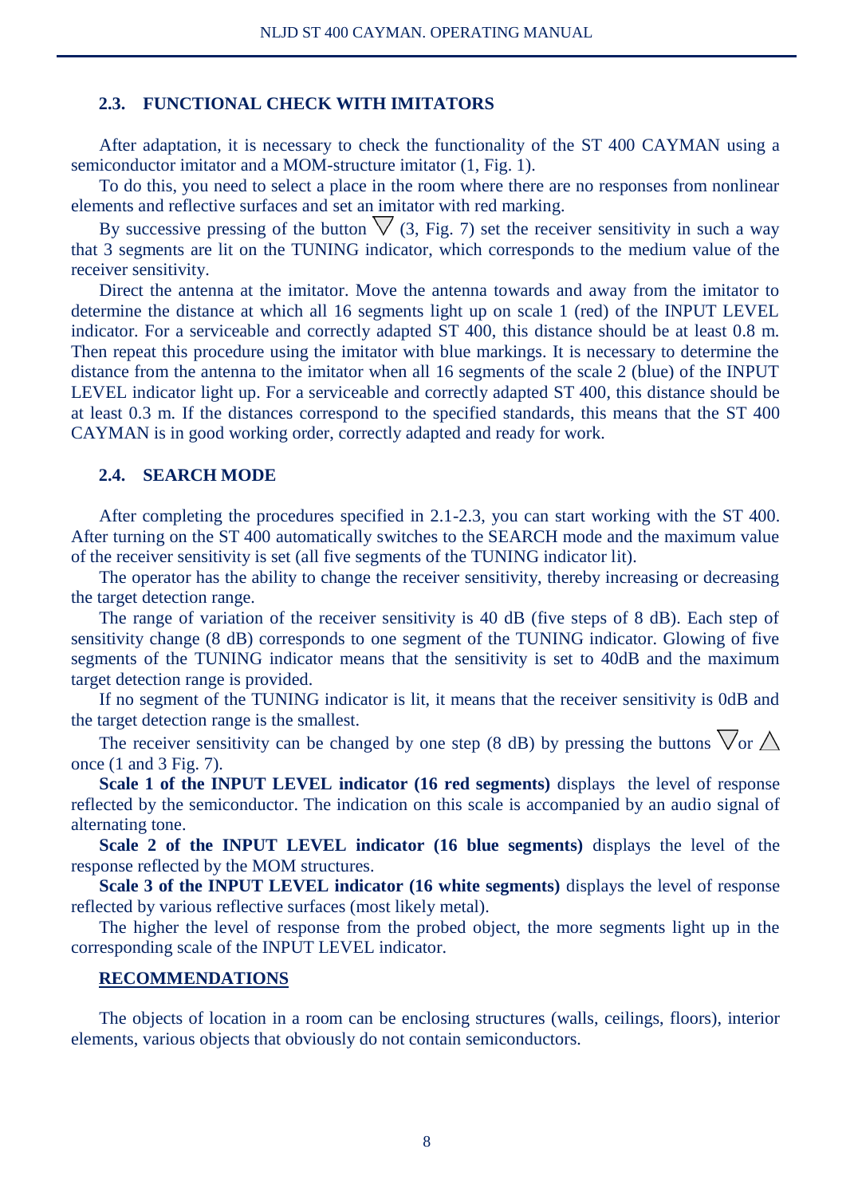## 2.3. FUNCTIONAL CHECK WITH IMITATORS

After adaptation, it is necessary to check the functionality of the ST 400 CAYMAN using a semiconductor imitator and a MOM-structure imitator (1, Fig. 1).

To do this, you need to select a place in the room where there are no responses from nonlinear elements and reflective surfaces and set an imitator with red marking.

By successive pressing of the button ▽ (3, Fig. 7) set the receiver sensitivity in such a way that 3 segments are lit on the TUNING indicator, which corresponds to the medium value of the receiver sensitivity.

Direct the antenna at the imitator. Move the antenna towards and away from the imitator to determine the distance at which all 16 segments light up on scale 1 (red) of the INPUT LEVEL indicator. For a serviceable and correctly adapted ST 400, this distance should be at least 0.8 m. Then repeat this procedure using the imitator with blue markings. It is necessary to determine the distance from the antenna to the imitator when all 16 segments of the scale 2 (blue) of the INPUT LEVEL indicator light up. For a serviceable and correctly adapted ST 400, this distance should be at least 0.3 m. If the distances correspond to the specified standards, this means that the ST 400 CAYMAN is in good working order, correctly adapted and ready for work.

## 2.4. SEARCH MODE

After completing the procedures specified in 2.1-2.3, you can start working with the ST 400. After turning on the ST 400 automatically switches to the SEARCH mode and the maximum value of the receiver sensitivity is set (all five segments of the TUNING indicator lit).

The operator has the ability to change the receiver sensitivity, thereby increasing or decreasing the target detection range.

The range of variation of the receiver sensitivity is 40 dB (five steps of 8 dB). Each step of sensitivity change (8 dB) corresponds to one segment of the TUNING indicator. Glowing of five segments of the TUNING indicator means that the sensitivity is set to 40dB and the maximum target detection range is provided.

If no segment of the TUNING indicator is lit, it means that the receiver sensitivity is 0dB and the target detection range is the smallest.

The receiver sensitivity can be changed by one step (8 dB) by pressing the buttons ▽or △ once (1 and 3 Fig. 7).

**Scale 1 of the INPUT LEVEL indicator (16 red segments)** displays the level of response reflected by the semiconductor. The indication on this scale is accompanied by an audio signal of alternating tone.

**Scale 2 of the INPUT LEVEL indicator (16 blue segments)** displays the level of the response reflected by the MOM structures.

**Scale 3 of the INPUT LEVEL indicator (16 white segments)** displays the level of response reflected by various reflective surfaces (most likely metal).

The higher the level of response from the probed object, the more segments light up in the corresponding scale of the INPUT LEVEL indicator.

**RECOMMENDATIONS**

The objects of location in a room can be enclosing structures (walls, ceilings, floors), interior elements, various objects that obviously do not contain semiconductors.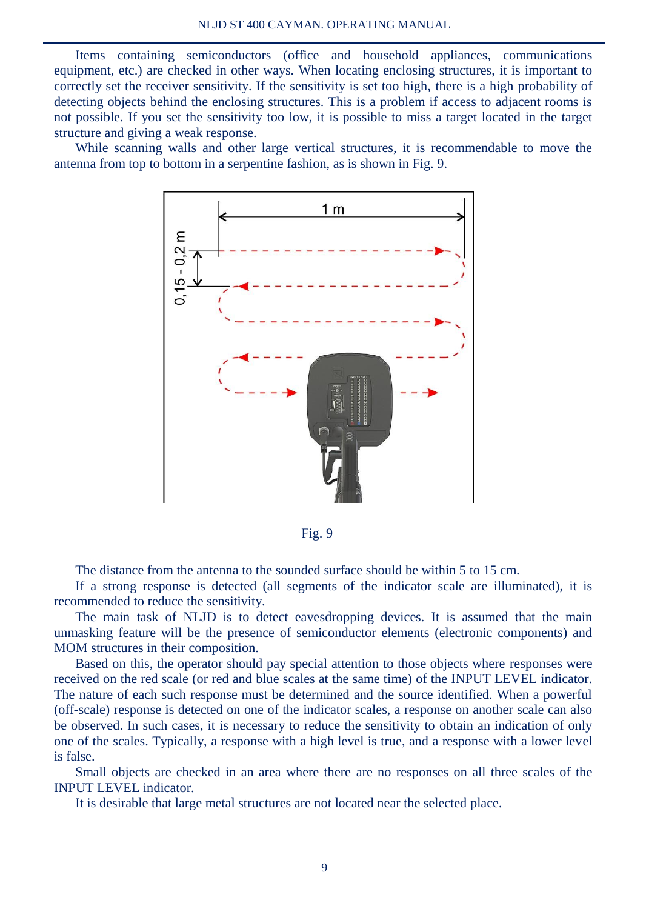Items containing semiconductors (office and household appliances, communications equipment, etc.) are checked in other ways. When locating enclosing structures, it is important to correctly set the receiver sensitivity. If the sensitivity is set too high, there is a high probability of detecting objects behind the enclosing structures. This is a problem if access to adjacent rooms is not possible. If you set the sensitivity too low, it is possible to miss a target located in the target structure and giving a weak response.

While scanning walls and other large vertical structures, it is recommendable to move the antenna from top to bottom in a serpentine fashion, as is shown in Fig. 9.

Fig. 9

The distance from the antenna to the sounded surface should be within 5 to 15 cm.

If a strong response is detected (all segments of the indicator scale are illuminated), it is recommended to reduce the sensitivity.

The main task of NLJD is to detect eavesdropping devices. It is assumed that the main unmasking feature will be the presence of semiconductor elements (electronic components) and MOM structures in their composition.

Based on this, the operator should pay special attention to those objects where responses were received on the red scale (or red and blue scales at the same time) of the INPUT LEVEL indicator. The nature of each such response must be determined and the source identified. When a powerful (off-scale) response is detected on one of the indicator scales, a response on another scale can also be observed. In such cases, it is necessary to reduce the sensitivity to obtain an indication of only one of the scales. Typically, a response with a high level is true, and a response with a lower level is false.

Small objects are checked in an area where there are no responses on all three scales of the INPUT LEVEL indicator.

It is desirable that large metal structures are not located near the selected place.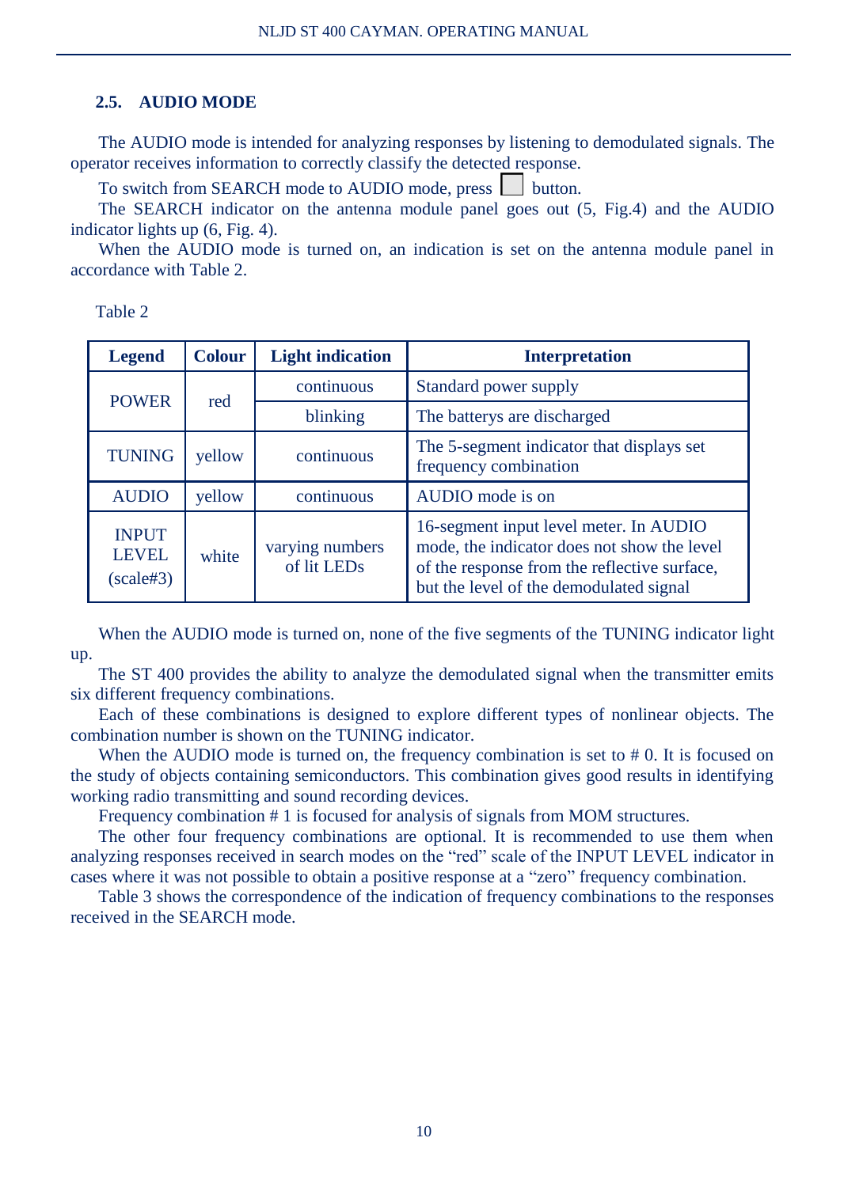## 2.5. AUDIO MODE

The AUDIO mode is intended for analyzing responses by listening to demodulated signals. The operator receives information to correctly classify the detected response.

To switch from SEARCH mode to AUDIO mode, press ☐ button.

The SEARCH indicator on the antenna module panel goes out (5, Fig.4) and the AUDIO indicator lights up (6, Fig. 4).

When the AUDIO mode is turned on, an indication is set on the antenna module panel in accordance with Table 2.

Table 2

| Legend | Colour | Light indication | Interpretation |
|---|---|---|---|
| POWER | red | continuous | Standard power supply |
| | | blinking | The batterys are discharged |
| TUNING | yellow | continuous | The 5-segment indicator that displays set frequency combination |
| AUDIO | yellow | continuous | AUDIO mode is on |
| INPUT LEVEL (scale#3) | white | varying numbers of lit LEDs | 16-segment input level meter. In AUDIO mode, the indicator does not show the level of the response from the reflective surface, but the level of the demodulated signal |

When the AUDIO mode is turned on, none of the five segments of the TUNING indicator light up.

The ST 400 provides the ability to analyze the demodulated signal when the transmitter emits six different frequency combinations.

Each of these combinations is designed to explore different types of nonlinear objects. The combination number is shown on the TUNING indicator.

When the AUDIO mode is turned on, the frequency combination is set to # 0. It is focused on the study of objects containing semiconductors. This combination gives good results in identifying working radio transmitting and sound recording devices.

Frequency combination # 1 is focused for analysis of signals from MOM structures.

The other four frequency combinations are optional. It is recommended to use them when analyzing responses received in search modes on the “red” scale of the INPUT LEVEL indicator in cases where it was not possible to obtain a positive response at a “zero” frequency combination.

Table 3 shows the correspondence of the indication of frequency combinations to the responses received in the SEARCH mode.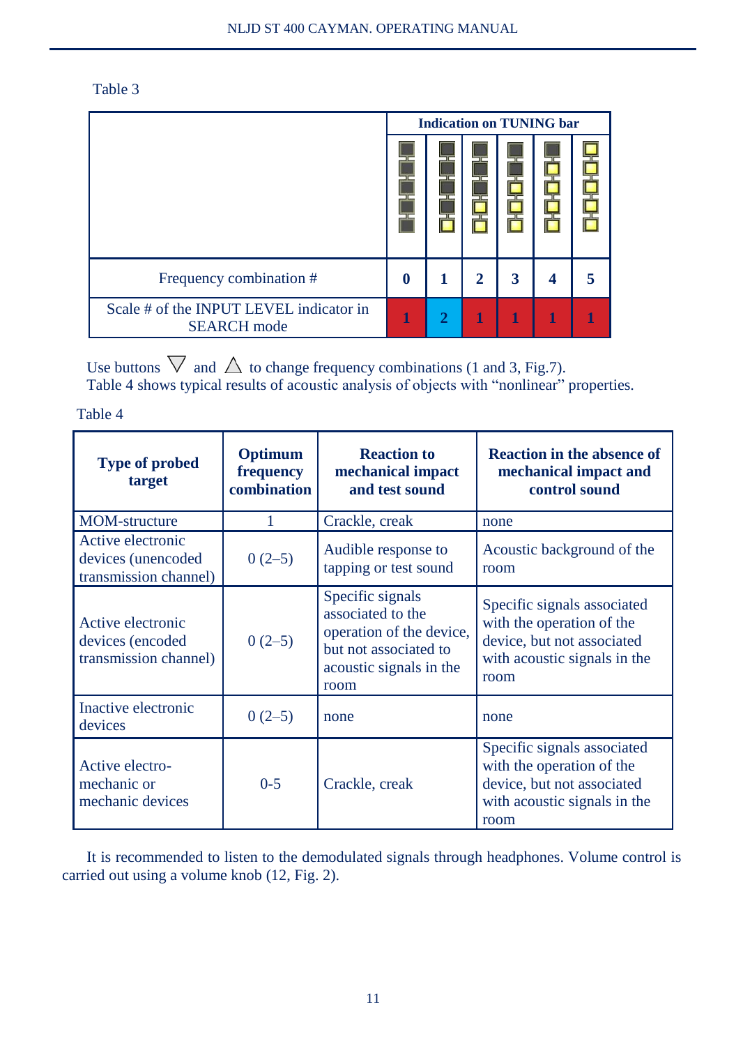Table 3

| | Indication on TUNING bar | | | | | |
|---|---|---|---|---|---|---|
| | | | | | | |
| Frequency combination # | **0** | **1** | **2** | **3** | **4** | **5** |
| Scale # of the INPUT LEVEL indicator in SEARCH mode | **1** | **2** | **1** | **1** | **1** | **1** |

Use buttons ▽ and △ to change frequency combinations (1 and 3, Fig.7).
Table 4 shows typical results of acoustic analysis of objects with "nonlinear" properties.

Table 4

| **Type of probed target** | **Optimum frequency combination** | **Reaction to mechanical impact and test sound** | **Reaction in the absence of mechanical impact and control sound** |
|---|---|---|---|
| MOM-structure | 1 | Crackle, creak | none |
| Active electronic devices (unencoded transmission channel) | 0 (2–5) | Audible response to tapping or test sound | Acoustic background of the room |
| Active electronic devices (encoded transmission channel) | 0 (2–5) | Specific signals associated to the operation of the device, but not associated to acoustic signals in the room | Specific signals associated with the operation of the device, but not associated with acoustic signals in the room |
| Inactive electronic devices | 0 (2–5) | none | none |
| Active electro-mechanic or mechanic devices | 0-5 | Crackle, creak | Specific signals associated with the operation of the device, but not associated with acoustic signals in the room |

It is recommended to listen to the demodulated signals through headphones. Volume control is carried out using a volume knob (12, Fig. 2).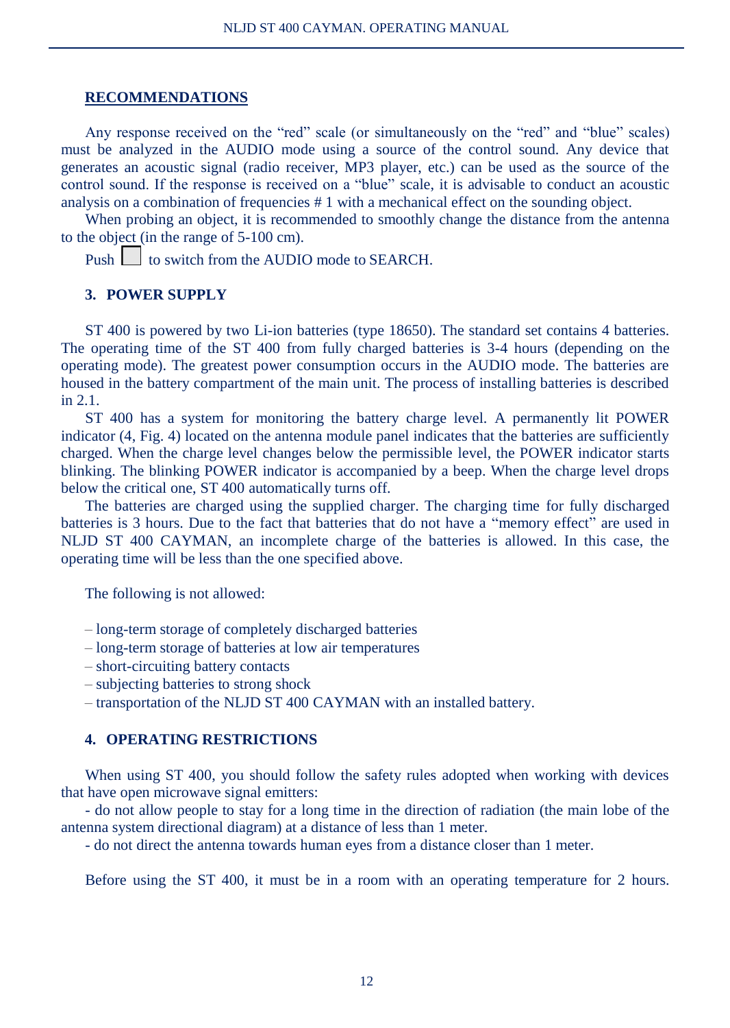**RECOMMENDATIONS**

Any response received on the “red” scale (or simultaneously on the “red” and “blue” scales) must be analyzed in the AUDIO mode using a source of the control sound. Any device that generates an acoustic signal (radio receiver, MP3 player, etc.) can be used as the source of the control sound. If the response is received on a “blue” scale, it is advisable to conduct an acoustic analysis on a combination of frequencies # 1 with a mechanical effect on the sounding object.

When probing an object, it is recommended to smoothly change the distance from the antenna to the object (in the range of 5-100 cm).

Push ☐ to switch from the AUDIO mode to SEARCH.

## 3. POWER SUPPLY

ST 400 is powered by two Li-ion batteries (type 18650). The standard set contains 4 batteries. The operating time of the ST 400 from fully charged batteries is 3-4 hours (depending on the operating mode). The greatest power consumption occurs in the AUDIO mode. The batteries are housed in the battery compartment of the main unit. The process of installing batteries is described in 2.1.

ST 400 has a system for monitoring the battery charge level. A permanently lit POWER indicator (4, Fig. 4) located on the antenna module panel indicates that the batteries are sufficiently charged. When the charge level changes below the permissible level, the POWER indicator starts blinking. The blinking POWER indicator is accompanied by a beep. When the charge level drops below the critical one, ST 400 automatically turns off.

The batteries are charged using the supplied charger. The charging time for fully discharged batteries is 3 hours. Due to the fact that batteries that do not have a “memory effect” are used in NLJD ST 400 CAYMAN, an incomplete charge of the batteries is allowed. In this case, the operating time will be less than the one specified above.

The following is not allowed:

– long-term storage of completely discharged batteries
– long-term storage of batteries at low air temperatures
– short-circuiting battery contacts
– subjecting batteries to strong shock
– transportation of the NLJD ST 400 CAYMAN with an installed battery.

## 4. OPERATING RESTRICTIONS

When using ST 400, you should follow the safety rules adopted when working with devices that have open microwave signal emitters:

- do not allow people to stay for a long time in the direction of radiation (the main lobe of the antenna system directional diagram) at a distance of less than 1 meter.

- do not direct the antenna towards human eyes from a distance closer than 1 meter.

Before using the ST 400, it must be in a room with an operating temperature for 2 hours.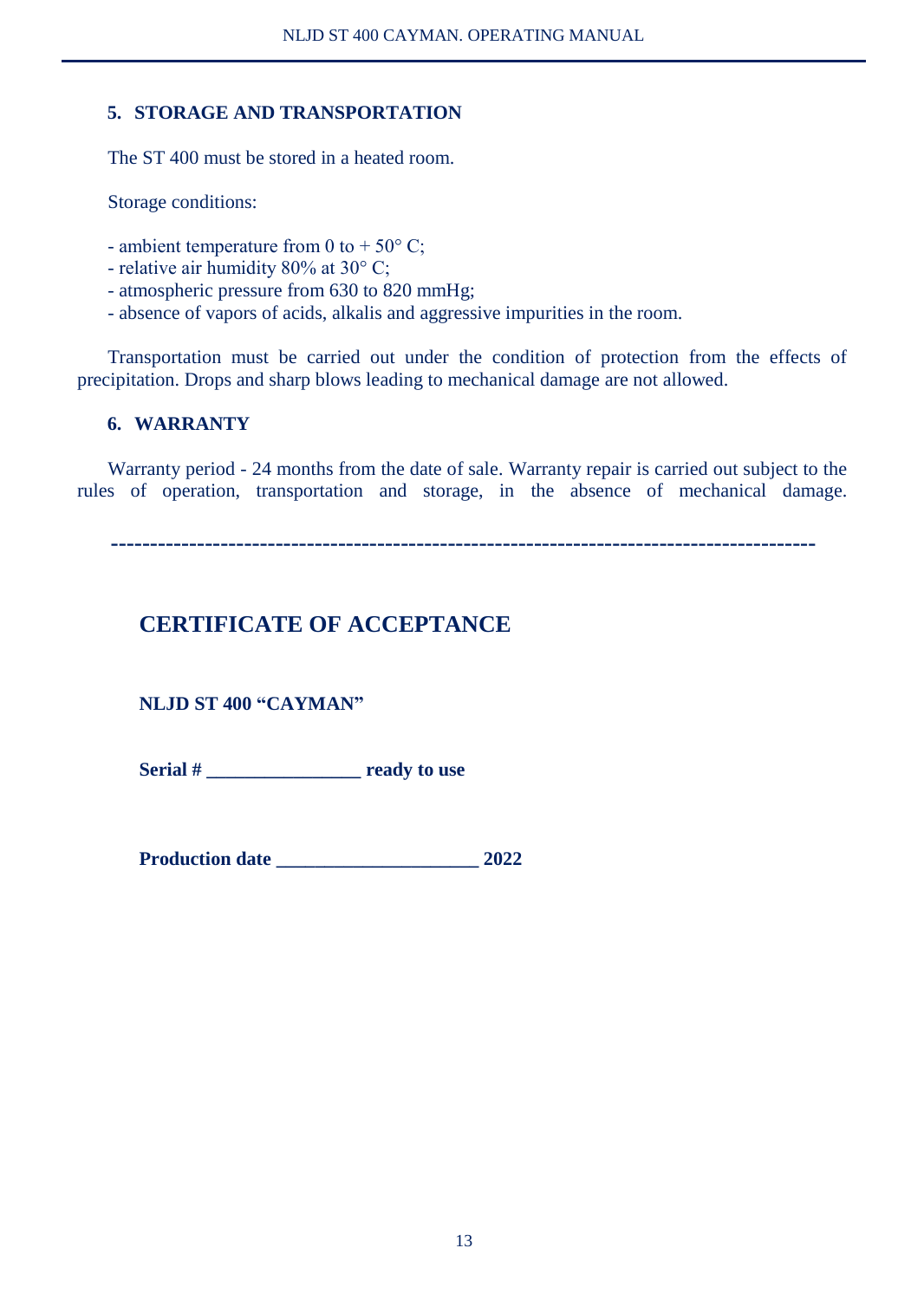## 5. STORAGE AND TRANSPORTATION

The ST 400 must be stored in a heated room.

Storage conditions:

- ambient temperature from 0 to + 50° C;
- relative air humidity 80% at 30° C;
- atmospheric pressure from 630 to 820 mmHg;
- absence of vapors of acids, alkalis and aggressive impurities in the room.

Transportation must be carried out under the condition of protection from the effects of precipitation. Drops and sharp blows leading to mechanical damage are not allowed.

## 6. WARRANTY

Warranty period - 24 months from the date of sale. Warranty repair is carried out subject to the rules of operation, transportation and storage, in the absence of mechanical damage.

-----------------------------------------------------------------------------------------

# CERTIFICATE OF ACCEPTANCE

**NLJD ST 400 "CAYMAN"**

**Serial # ________________ ready to use**

**Production date _____________________ 2022**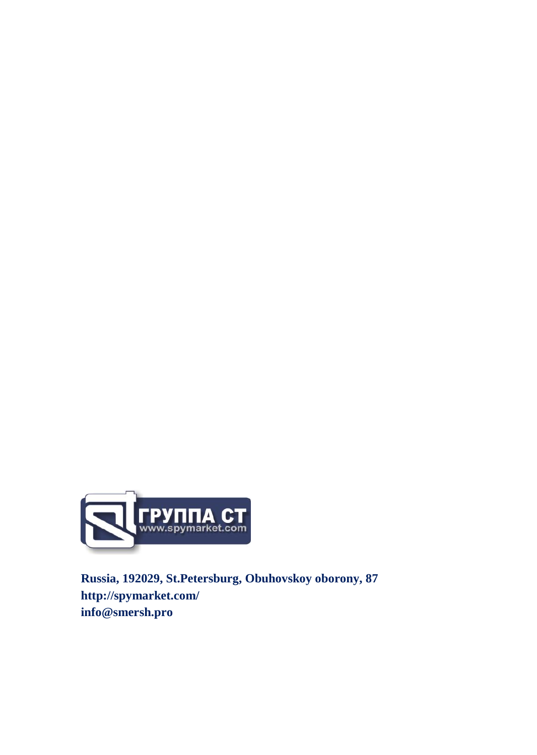ГРУППА СТ
www.spymarket.com

**Russia, 192029, St.Petersburg, Obuhovskoy oborony, 87**
**http://spymarket.com/**
**info@smersh.pro**